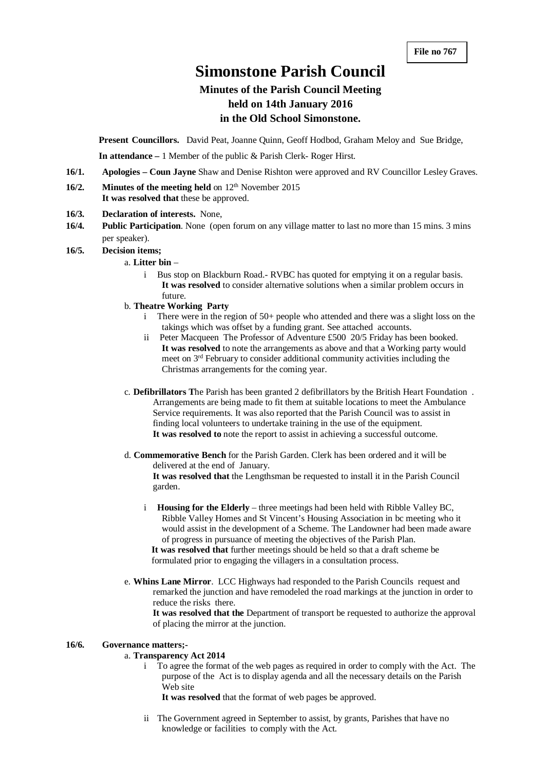**File no 767**

# Simonstone Parish Council

### Minutes of the Parish Council Meeting
### held on 14th January 2016
### in the Old School Simonstone.

**Present Councillors.** David Peat, Joanne Quinn, Geoff Hodbod, Graham Meloy and Sue Bridge,

**In attendance –** 1 Member of the public & Parish Clerk- Roger Hirst.

**16/1. Apologies – Coun Jayne** Shaw and Denise Rishton were approved and RV Councillor Lesley Graves.

**16/2. Minutes of the meeting held** on 12th November 2015
**It was resolved that** these be approved.

**16/3. Declaration of interests.** None,

**16/4. Public Participation**. None (open forum on any village matter to last no more than 15 mins. 3 mins per speaker).

**16/5. Decision items;**

a. **Litter bin** –

i Bus stop on Blackburn Road.- RVBC has quoted for emptying it on a regular basis.
**It was resolved** to consider alternative solutions when a similar problem occurs in future.

b. **Theatre Working Party**

i There were in the region of 50+ people who attended and there was a slight loss on the takings which was offset by a funding grant. See attached accounts.

ii Peter Macqueen The Professor of Adventure £500 20/5 Friday has been booked.
**It was resolved** to note the arrangements as above and that a Working party would meet on 3rd February to consider additional community activities including the Christmas arrangements for the coming year.

c. **Defibrillators T**he Parish has been granted 2 defibrillators by the British Heart Foundation . Arrangements are being made to fit them at suitable locations to meet the Ambulance Service requirements. It was also reported that the Parish Council was to assist in finding local volunteers to undertake training in the use of the equipment.
**It was resolved to** note the report to assist in achieving a successful outcome.

d. **Commemorative Bench** for the Parish Garden. Clerk has been ordered and it will be delivered at the end of January.
**It was resolved that** the Lengthsman be requested to install it in the Parish Council garden.

i **Housing for the Elderly** – three meetings had been held with Ribble Valley BC, Ribble Valley Homes and St Vincent's Housing Association in bc meeting who it would assist in the development of a Scheme. The Landowner had been made aware of progress in pursuance of meeting the objectives of the Parish Plan.
**It was resolved that** further meetings should be held so that a draft scheme be formulated prior to engaging the villagers in a consultation process.

e. **Whins Lane Mirror**. LCC Highways had responded to the Parish Councils request and remarked the junction and have remodeled the road markings at the junction in order to reduce the risks there.
**It was resolved that the** Department of transport be requested to authorize the approval of placing the mirror at the junction.

**16/6. Governance matters;-**

a. **Transparency Act 2014**

i To agree the format of the web pages as required in order to comply with the Act. The purpose of the Act is to display agenda and all the necessary details on the Parish Web site
**It was resolved** that the format of web pages be approved.

ii The Government agreed in September to assist, by grants, Parishes that have no knowledge or facilities to comply with the Act.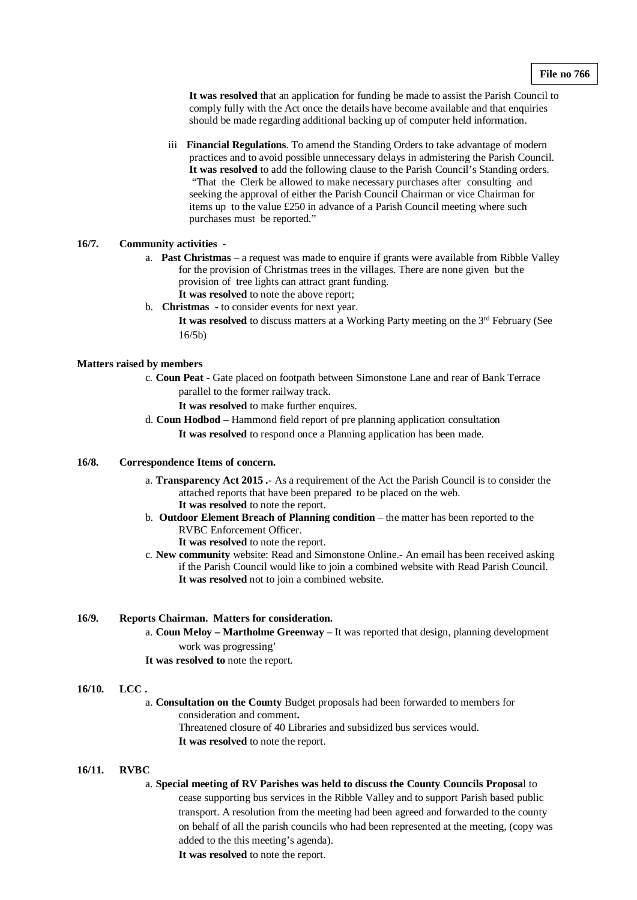**File no 766**

**It was resolved** that an application for funding be made to assist the Parish Council to comply fully with the Act once the details have become available and that enquiries should be made regarding additional backing up of computer held information.

iii **Financial Regulations**. To amend the Standing Orders to take advantage of modern practices and to avoid possible unnecessary delays in admistering the Parish Council. **It was resolved** to add the following clause to the Parish Council's Standing orders. "That the Clerk be allowed to make necessary purchases after consulting and seeking the approval of either the Parish Council Chairman or vice Chairman for items up to the value £250 in advance of a Parish Council meeting where such purchases must be reported."

**16/7. Community activities** -

a. **Past Christmas** – a request was made to enquire if grants were available from Ribble Valley for the provision of Christmas trees in the villages. There are none given but the provision of tree lights can attract grant funding.
**It was resolved** to note the above report;

b. **Christmas** - to consider events for next year.
**It was resolved** to discuss matters at a Working Party meeting on the 3rd February (See 16/5b)

**Matters raised by members**

c. **Coun Peat -** Gate placed on footpath between Simonstone Lane and rear of Bank Terrace parallel to the former railway track.
**It was resolved** to make further enquires.

d. **Coun Hodbod –** Hammond field report of pre planning application consultation
**It was resolved** to respond once a Planning application has been made.

**16/8. Correspondence Items of concern.**

a. **Transparency Act 2015 .**- As a requirement of the Act the Parish Council is to consider the attached reports that have been prepared to be placed on the web.
**It was resolved** to note the report.

b. **Outdoor Element Breach of Planning condition** – the matter has been reported to the RVBC Enforcement Officer.
**It was resolved** to note the report.

c. **New community** website: Read and Simonstone Online.- An email has been received asking if the Parish Council would like to join a combined website with Read Parish Council.
**It was resolved** not to join a combined website.

**16/9. Reports Chairman. Matters for consideration.**

a. **Coun Meloy – Martholme Greenway** – It was reported that design, planning development work was progressing'

**It was resolved to** note the report.

**16/10. LCC .**

a. **Consultation on the County** Budget proposals had been forwarded to members for consideration and comment**.**
Threatened closure of 40 Libraries and subsidized bus services would.
**It was resolved** to note the report.

**16/11. RVBC**

a. **Special meeting of RV Parishes was held to discuss the County Councils Proposa**l to cease supporting bus services in the Ribble Valley and to support Parish based public transport. A resolution from the meeting had been agreed and forwarded to the county on behalf of all the parish councils who had been represented at the meeting, (copy was added to the this meeting's agenda).
**It was resolved** to note the report.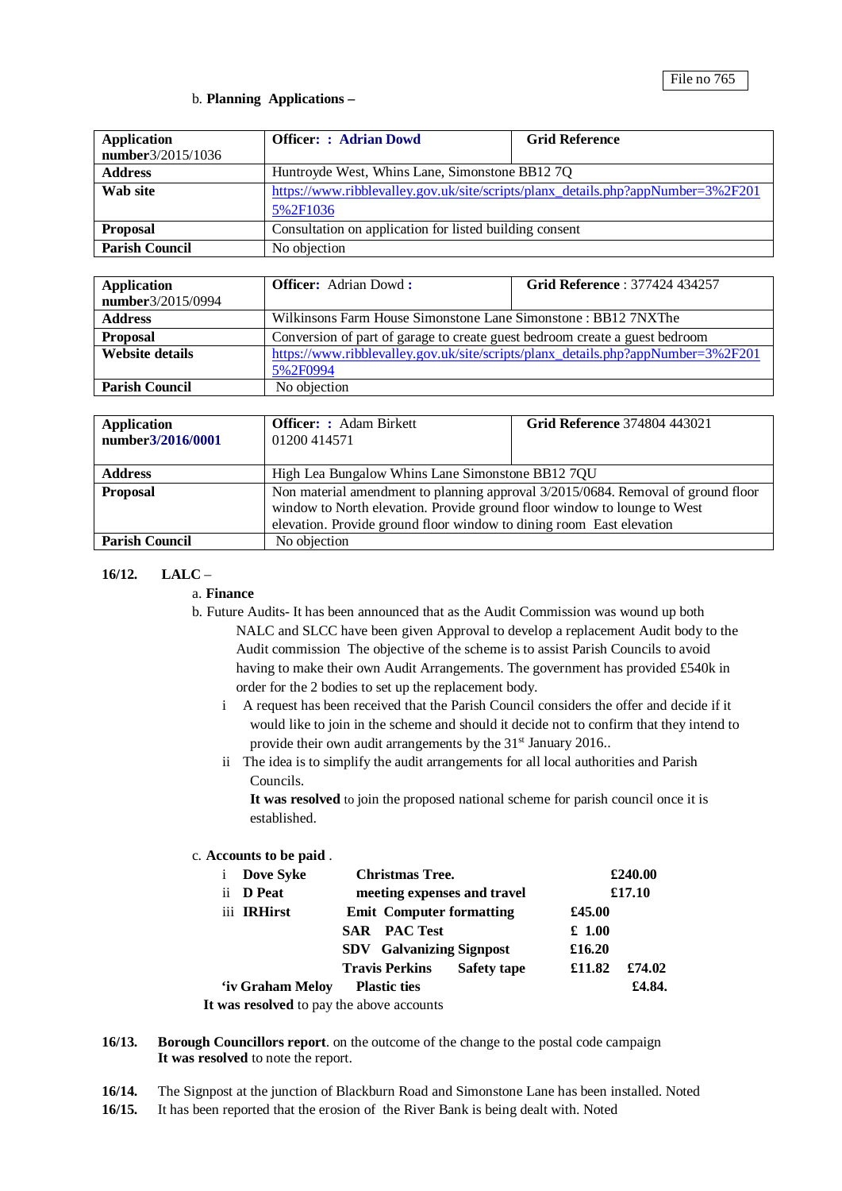File no 765

b. **Planning Applications –**

| **Application number**3/2015/1036 | **Officer: : Adrian Dowd** | **Grid Reference** |
|---|---|---|
| **Address** | Huntroyde West, Whins Lane, Simonstone BB12 7Q | |
| **Wab site** | https://www.ribblevalley.gov.uk/site/scripts/planx_details.php?appNumber=3%2F2015%2F1036 | |
| **Proposal** | Consultation on application for listed building consent | |
| **Parish Council** | No objection | |

| **Application number**3/2015/0994 | **Officer:** Adrian Dowd **:** | **Grid Reference** : 377424 434257 |
|---|---|---|
| **Address** | Wilkinsons Farm House Simonstone Lane Simonstone : BB12 7NXThe | |
| **Proposal** | Conversion of part of garage to create guest bedroom create a guest bedroom | |
| **Website details** | https://www.ribblevalley.gov.uk/site/scripts/planx_details.php?appNumber=3%2F2015%2F0994 | |
| **Parish Council** | No objection | |

| **Application number3/2016/0001** | **Officer: :** Adam Birkett 01200 414571 | **Grid Reference** 374804 443021 |
|---|---|---|
| **Address** | High Lea Bungalow Whins Lane Simonstone BB12 7QU | |
| **Proposal** | Non material amendment to planning approval 3/2015/0684. Removal of ground floor window to North elevation. Provide ground floor window to lounge to West elevation. Provide ground floor window to dining room East elevation | |
| **Parish Council** | No objection | |

**16/12. LALC** –

a. **Finance**

b. Future Audits- It has been announced that as the Audit Commission was wound up both NALC and SLCC have been given Approval to develop a replacement Audit body to the Audit commission The objective of the scheme is to assist Parish Councils to avoid having to make their own Audit Arrangements. The government has provided £540k in order for the 2 bodies to set up the replacement body.

i A request has been received that the Parish Council considers the offer and decide if it would like to join in the scheme and should it decide not to confirm that they intend to provide their own audit arrangements by the 31st January 2016..

ii The idea is to simplify the audit arrangements for all local authorities and Parish Councils.

**It was resolved** to join the proposed national scheme for parish council once it is established.

c. **Accounts to be paid** .

| | | | | |
|---|---|---|---|---|
| i **Dove Syke** | **Christmas Tree.** | | | **£240.00** |
| ii **D Peat** | **meeting expenses and travel** | | | **£17.10** |
| iii **IRHirst** | **Emit Computer formatting** | | **£45.00** | |
| | **SAR PAC Test** | | **£ 1.00** | |
| | **SDV Galvanizing Signpost** | | **£16.20** | |
| | **Travis Perkins** | **Safety tape** | **£11.82** | **£74.02** |
| **'iv Graham Meloy** | **Plastic ties** | | | **£4.84.** |

**It was resolved** to pay the above accounts

**16/13. Borough Councillors report**. on the outcome of the change to the postal code campaign
**It was resolved** to note the report.

**16/14.** The Signpost at the junction of Blackburn Road and Simonstone Lane has been installed. Noted

**16/15.** It has been reported that the erosion of the River Bank is being dealt with. Noted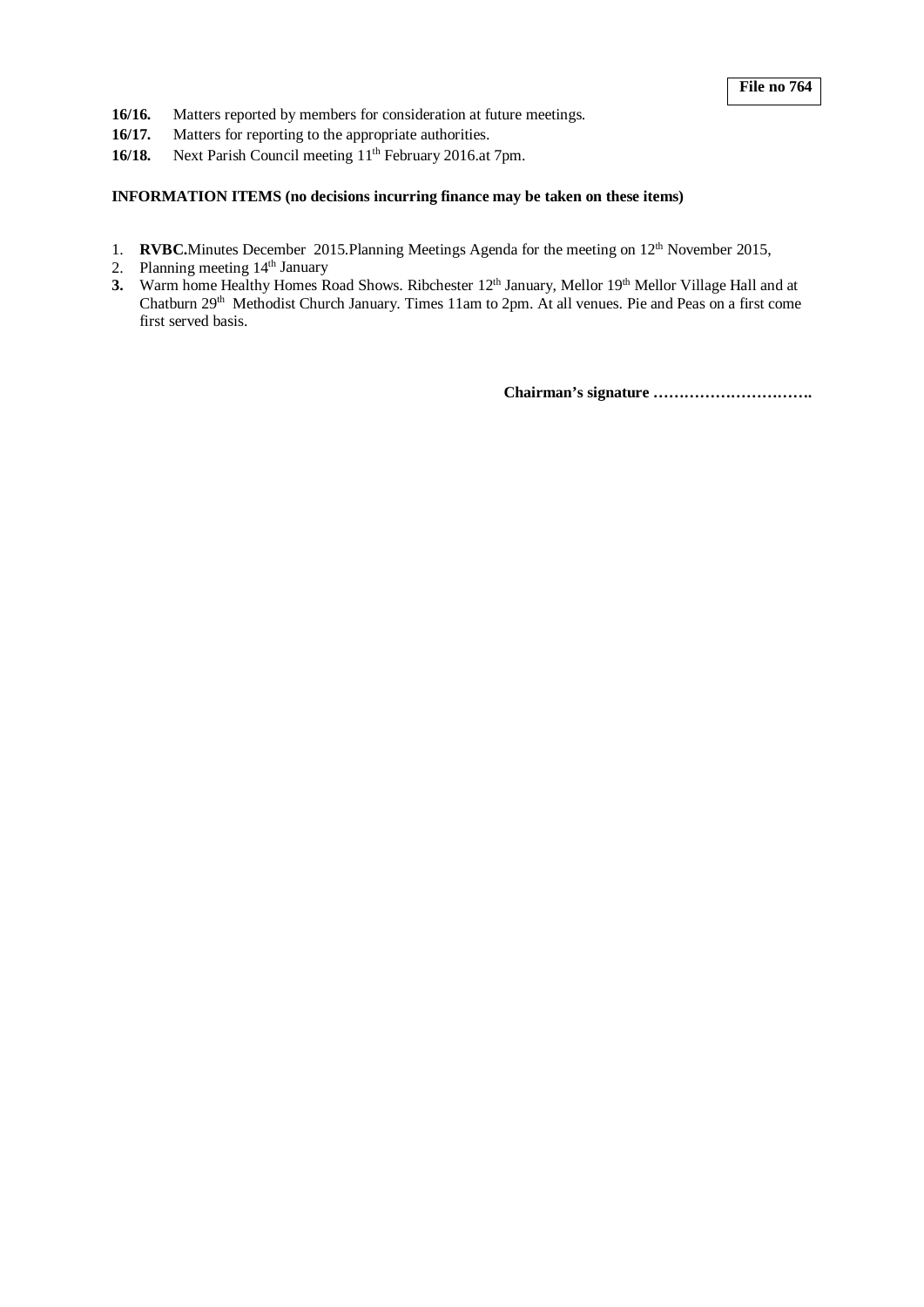**File no 764**

**16/16.** Matters reported by members for consideration at future meetings.

**16/17.** Matters for reporting to the appropriate authorities.

**16/18.** Next Parish Council meeting 11th February 2016.at 7pm.

**INFORMATION ITEMS (no decisions incurring finance may be taken on these items)**

1. **RVBC.**Minutes December 2015.Planning Meetings Agenda for the meeting on 12th November 2015,
2. Planning meeting 14th January
3. Warm home Healthy Homes Road Shows. Ribchester 12th January, Mellor 19th Mellor Village Hall and at Chatburn 29th Methodist Church January. Times 11am to 2pm. At all venues. Pie and Peas on a first come first served basis.

**Chairman's signature ………………………….**